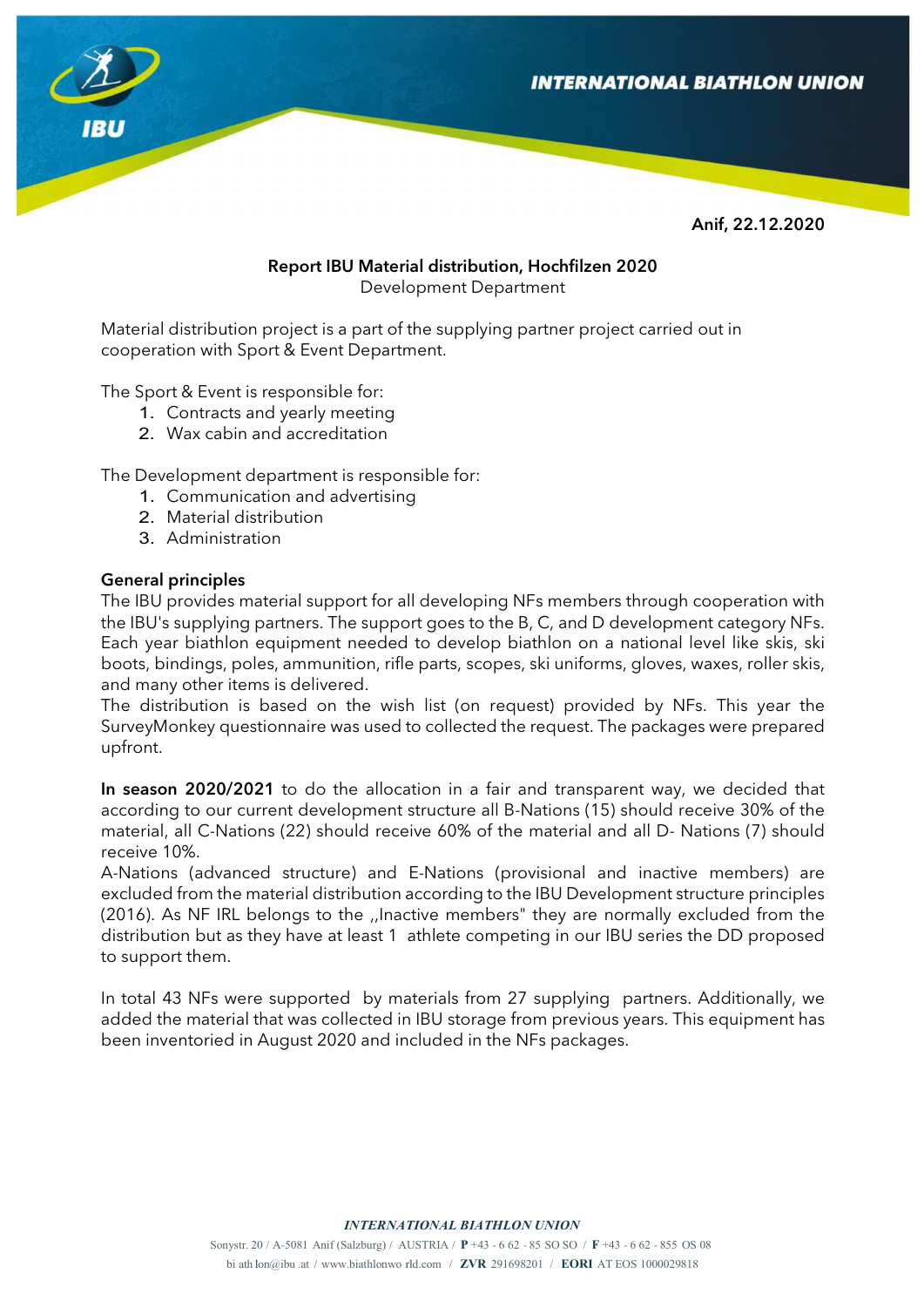Anif, 22.12.2020

**Report IBU Material distribution, Hochfilzen 2020**
Development Department

Material distribution project is a part of the supplying partner project carried out in cooperation with Sport & Event Department.

The Sport & Event is responsible for:

1. Contracts and yearly meeting
2. Wax cabin and accreditation

The Development department is responsible for:

1. Communication and advertising
2. Material distribution
3. Administration

**General principles**

The IBU provides material support for all developing NFs members through cooperation with the IBU's supplying partners. The support goes to the B, C, and D development category NFs. Each year biathlon equipment needed to develop biathlon on a national level like skis, ski boots, bindings, poles, ammunition, rifle parts, scopes, ski uniforms, gloves, waxes, roller skis, and many other items is delivered.

The distribution is based on the wish list (on request) provided by NFs. This year the SurveyMonkey questionnaire was used to collected the request. The packages were prepared upfront.

**In season 2020/2021** to do the allocation in a fair and transparent way, we decided that according to our current development structure all B-Nations (15) should receive 30% of the material, all C-Nations (22) should receive 60% of the material and all D- Nations (7) should receive 10%.

A-Nations (advanced structure) and E-Nations (provisional and inactive members) are excluded from the material distribution according to the IBU Development structure principles (2016). As NF IRL belongs to the ,,Inactive members" they are normally excluded from the distribution but as they have at least 1 athlete competing in our IBU series the DD proposed to support them.

In total 43 NFs were supported by materials from 27 supplying partners. Additionally, we added the material that was collected in IBU storage from previous years. This equipment has been inventoried in August 2020 and included in the NFs packages.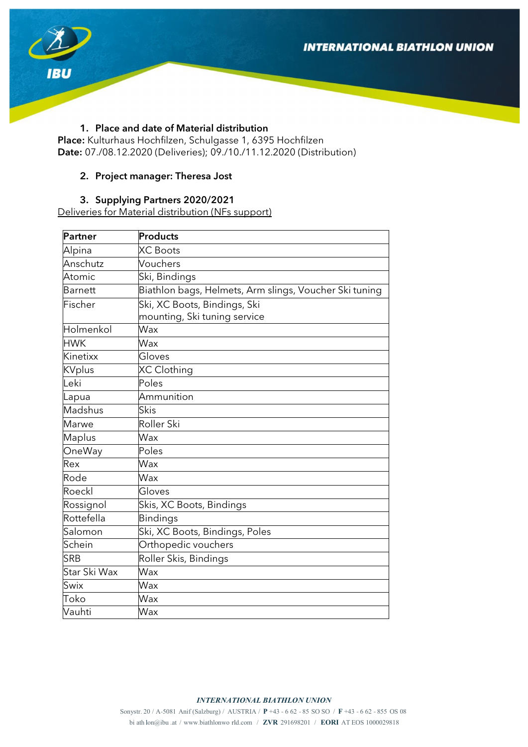1. **Place and date of Material distribution**

**Place:** Kulturhaus Hochfilzen, Schulgasse 1, 6395 Hochfilzen
**Date:** 07./08.12.2020 (Deliveries); 09./10./11.12.2020 (Distribution)

2. **Project manager: Theresa Jost**

3. **Supplying Partners 2020/2021**

Deliveries for Material distribution (NFs support)

| Partner | Products |
| --- | --- |
| Alpina | XC Boots |
| Anschutz | Vouchers |
| Atomic | Ski, Bindings |
| Barnett | Biathlon bags, Helmets, Arm slings, Voucher Ski tuning |
| Fischer | Ski, XC Boots, Bindings, Ski mounting, Ski tuning service |
| Holmenkol | Wax |
| HWK | Wax |
| Kinetixx | Gloves |
| KVplus | XC Clothing |
| Leki | Poles |
| Lapua | Ammunition |
| Madshus | Skis |
| Marwe | Roller Ski |
| Maplus | Wax |
| OneWay | Poles |
| Rex | Wax |
| Rode | Wax |
| Roeckl | Gloves |
| Rossignol | Skis, XC Boots, Bindings |
| Rottefella | Bindings |
| Salomon | Ski, XC Boots, Bindings, Poles |
| Schein | Orthopedic vouchers |
| SRB | Roller Skis, Bindings |
| Star Ski Wax | Wax |
| Swix | Wax |
| Toko | Wax |
| Vauhti | Wax |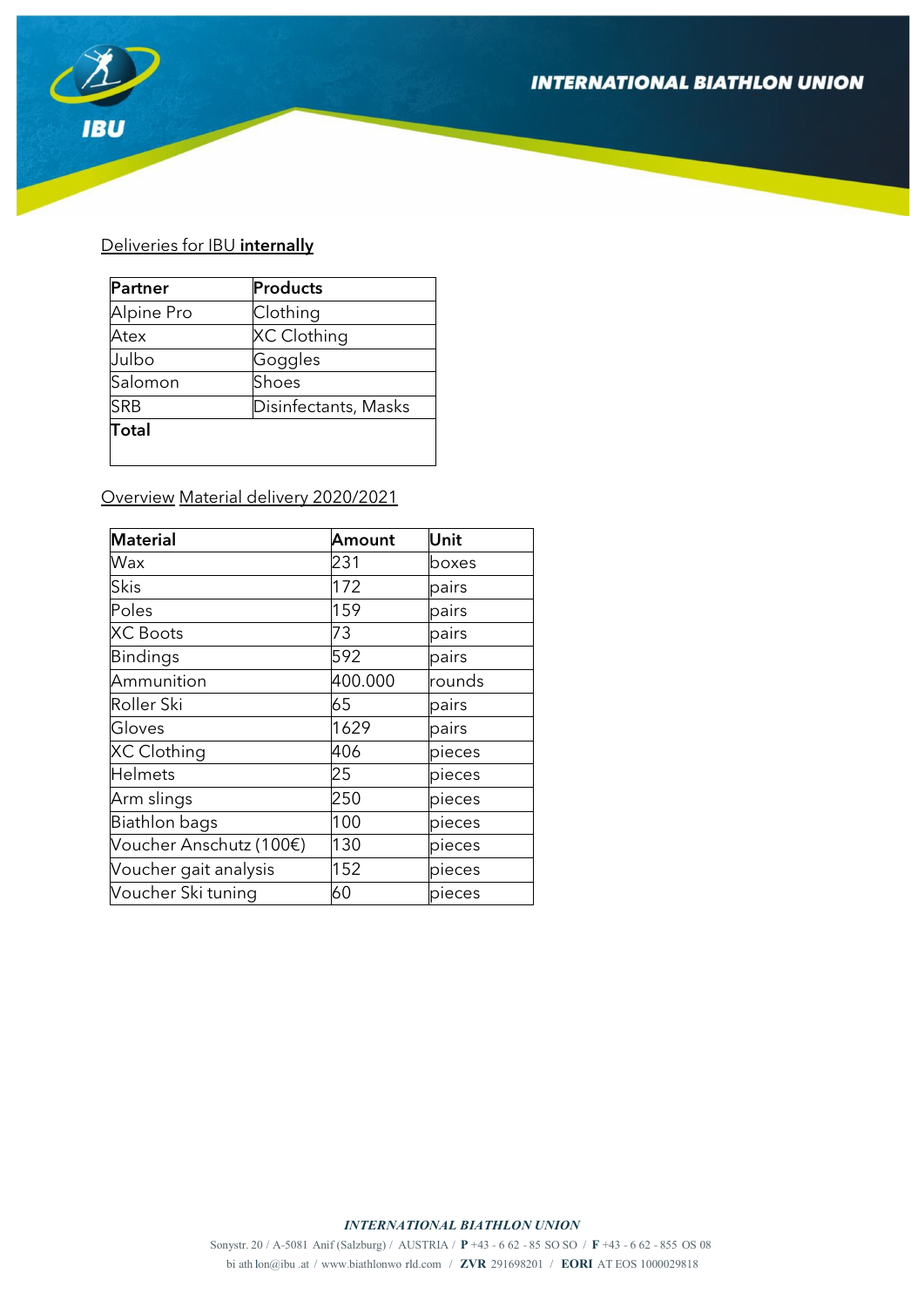Deliveries for IBU **internally**

| Partner | Products |
|---|---|
| Alpine Pro | Clothing |
| Atex | XC Clothing |
| Julbo | Goggles |
| Salomon | Shoes |
| SRB | Disinfectants, Masks |
| **Total** | |

Overview Material delivery 2020/2021

| Material | Amount | Unit |
|---|---|---|
| Wax | 231 | boxes |
| Skis | 172 | pairs |
| Poles | 159 | pairs |
| XC Boots | 73 | pairs |
| Bindings | 592 | pairs |
| Ammunition | 400.000 | rounds |
| Roller Ski | 65 | pairs |
| Gloves | 1629 | pairs |
| XC Clothing | 406 | pieces |
| Helmets | 25 | pieces |
| Arm slings | 250 | pieces |
| Biathlon bags | 100 | pieces |
| Voucher Anschutz (100€) | 130 | pieces |
| Voucher gait analysis | 152 | pieces |
| Voucher Ski tuning | 60 | pieces |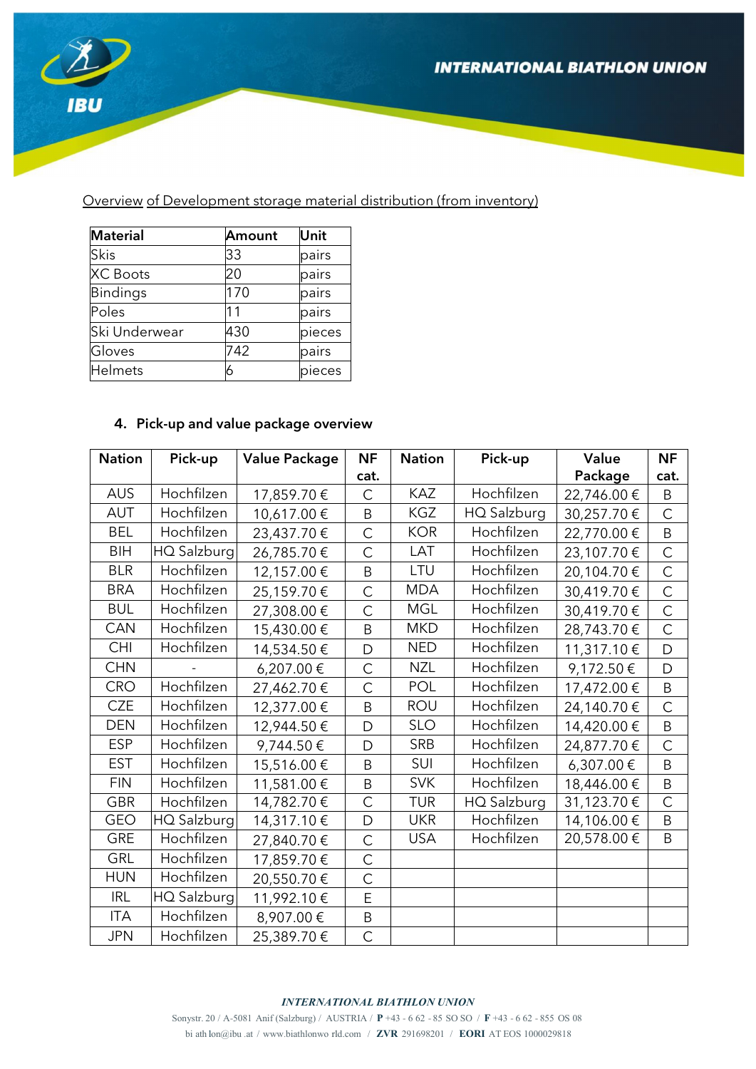Overview of Development storage material distribution (from inventory)

| Material | Amount | Unit |
|---|---|---|
| Skis | 33 | pairs |
| XC Boots | 20 | pairs |
| Bindings | 170 | pairs |
| Poles | 11 | pairs |
| Ski Underwear | 430 | pieces |
| Gloves | 742 | pairs |
| Helmets | 6 | pieces |

## 4. Pick-up and value package overview

| Nation | Pick-up | Value Package | NF cat. | Nation | Pick-up | Value Package | NF cat. |
|---|---|---|---|---|---|---|---|
| AUS | Hochfilzen | 17,859.70 € | C | KAZ | Hochfilzen | 22,746.00 € | B |
| AUT | Hochfilzen | 10,617.00 € | B | KGZ | HQ Salzburg | 30,257.70 € | C |
| BEL | Hochfilzen | 23,437.70 € | C | KOR | Hochfilzen | 22,770.00 € | B |
| BIH | HQ Salzburg | 26,785.70 € | C | LAT | Hochfilzen | 23,107.70 € | C |
| BLR | Hochfilzen | 12,157.00 € | B | LTU | Hochfilzen | 20,104.70 € | C |
| BRA | Hochfilzen | 25,159.70 € | C | MDA | Hochfilzen | 30,419.70 € | C |
| BUL | Hochfilzen | 27,308.00 € | C | MGL | Hochfilzen | 30,419.70 € | C |
| CAN | Hochfilzen | 15,430.00 € | B | MKD | Hochfilzen | 28,743.70 € | C |
| CHI | Hochfilzen | 14,534.50 € | D | NED | Hochfilzen | 11,317.10 € | D |
| CHN | - | 6,207.00 € | C | NZL | Hochfilzen | 9,172.50 € | D |
| CRO | Hochfilzen | 27,462.70 € | C | POL | Hochfilzen | 17,472.00 € | B |
| CZE | Hochfilzen | 12,377.00 € | B | ROU | Hochfilzen | 24,140.70 € | C |
| DEN | Hochfilzen | 12,944.50 € | D | SLO | Hochfilzen | 14,420.00 € | B |
| ESP | Hochfilzen | 9,744.50 € | D | SRB | Hochfilzen | 24,877.70 € | C |
| EST | Hochfilzen | 15,516.00 € | B | SUI | Hochfilzen | 6,307.00 € | B |
| FIN | Hochfilzen | 11,581.00 € | B | SVK | Hochfilzen | 18,446.00 € | B |
| GBR | Hochfilzen | 14,782.70 € | C | TUR | HQ Salzburg | 31,123.70 € | C |
| GEO | HQ Salzburg | 14,317.10 € | D | UKR | Hochfilzen | 14,106.00 € | B |
| GRE | Hochfilzen | 27,840.70 € | C | USA | Hochfilzen | 20,578.00 € | B |
| GRL | Hochfilzen | 17,859.70 € | C | | | | |
| HUN | Hochfilzen | 20,550.70 € | C | | | | |
| IRL | HQ Salzburg | 11,992.10 € | E | | | | |
| ITA | Hochfilzen | 8,907.00 € | B | | | | |
| JPN | Hochfilzen | 25,389.70 € | C | | | | |